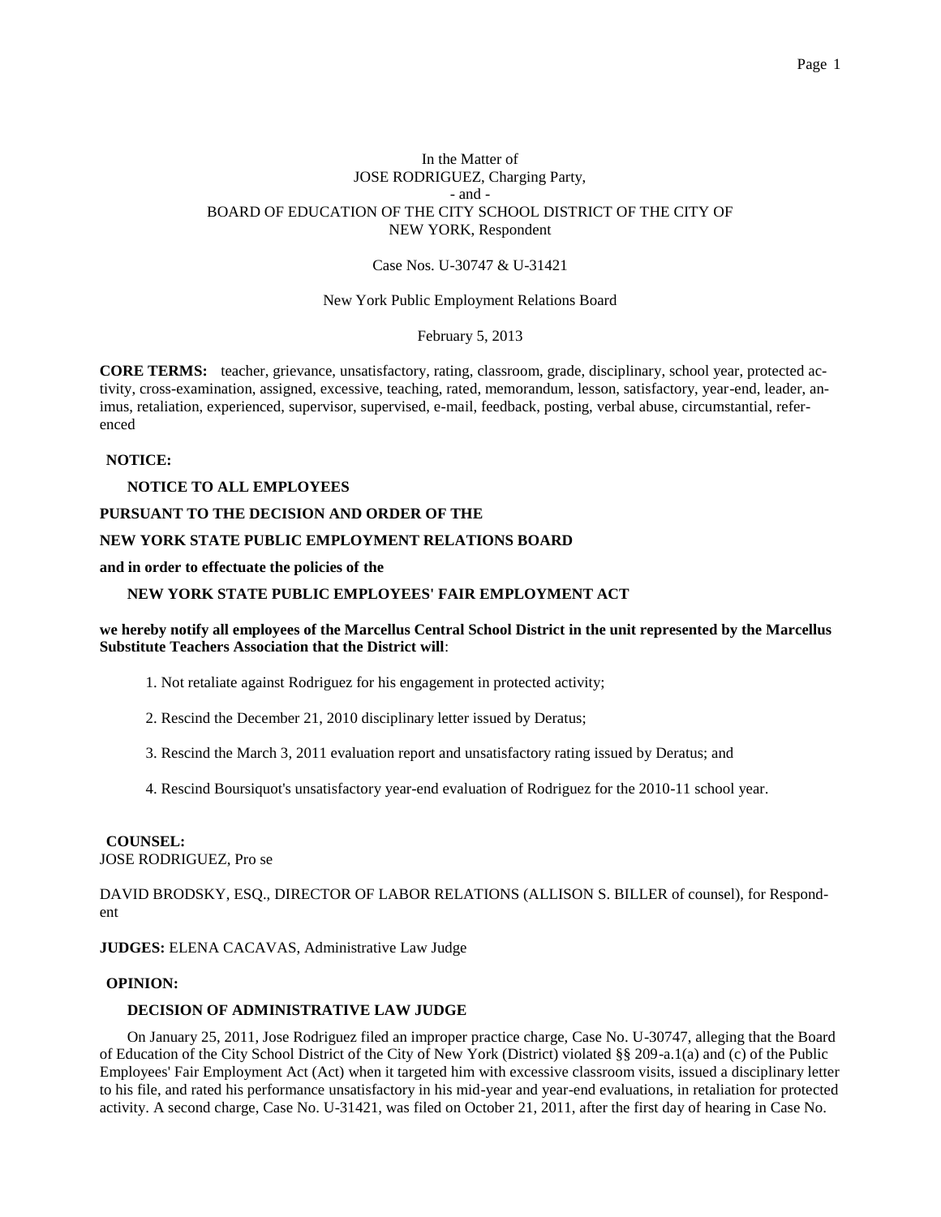In the Matter of
JOSE RODRIGUEZ, Charging Party,
- and -
BOARD OF EDUCATION OF THE CITY SCHOOL DISTRICT OF THE CITY OF NEW YORK, Respondent

Case Nos. U-30747 & U-31421

New York Public Employment Relations Board

February 5, 2013

**CORE TERMS:** teacher, grievance, unsatisfactory, rating, classroom, grade, disciplinary, school year, protected activity, cross-examination, assigned, excessive, teaching, rated, memorandum, lesson, satisfactory, year-end, leader, animus, retaliation, experienced, supervisor, supervised, e-mail, feedback, posting, verbal abuse, circumstantial, referenced

**NOTICE:**

**NOTICE TO ALL EMPLOYEES**

**PURSUANT TO THE DECISION AND ORDER OF THE**

**NEW YORK STATE PUBLIC EMPLOYMENT RELATIONS BOARD**

**and in order to effectuate the policies of the**

**NEW YORK STATE PUBLIC EMPLOYEES' FAIR EMPLOYMENT ACT**

**we hereby notify all employees of the Marcellus Central School District in the unit represented by the Marcellus Substitute Teachers Association that the District will**:

1. Not retaliate against Rodriguez for his engagement in protected activity;
2. Rescind the December 21, 2010 disciplinary letter issued by Deratus;
3. Rescind the March 3, 2011 evaluation report and unsatisfactory rating issued by Deratus; and
4. Rescind Boursiquot's unsatisfactory year-end evaluation of Rodriguez for the 2010-11 school year.

**COUNSEL:**
JOSE RODRIGUEZ, Pro se

DAVID BRODSKY, ESQ., DIRECTOR OF LABOR RELATIONS (ALLISON S. BILLER of counsel), for Respondent

**JUDGES:** ELENA CACAVAS, Administrative Law Judge

**OPINION:**

**DECISION OF ADMINISTRATIVE LAW JUDGE**

On January 25, 2011, Jose Rodriguez filed an improper practice charge, Case No. U-30747, alleging that the Board of Education of the City School District of the City of New York (District) violated §§ 209-a.1(a) and (c) of the Public Employees' Fair Employment Act (Act) when it targeted him with excessive classroom visits, issued a disciplinary letter to his file, and rated his performance unsatisfactory in his mid-year and year-end evaluations, in retaliation for protected activity. A second charge, Case No. U-31421, was filed on October 21, 2011, after the first day of hearing in Case No.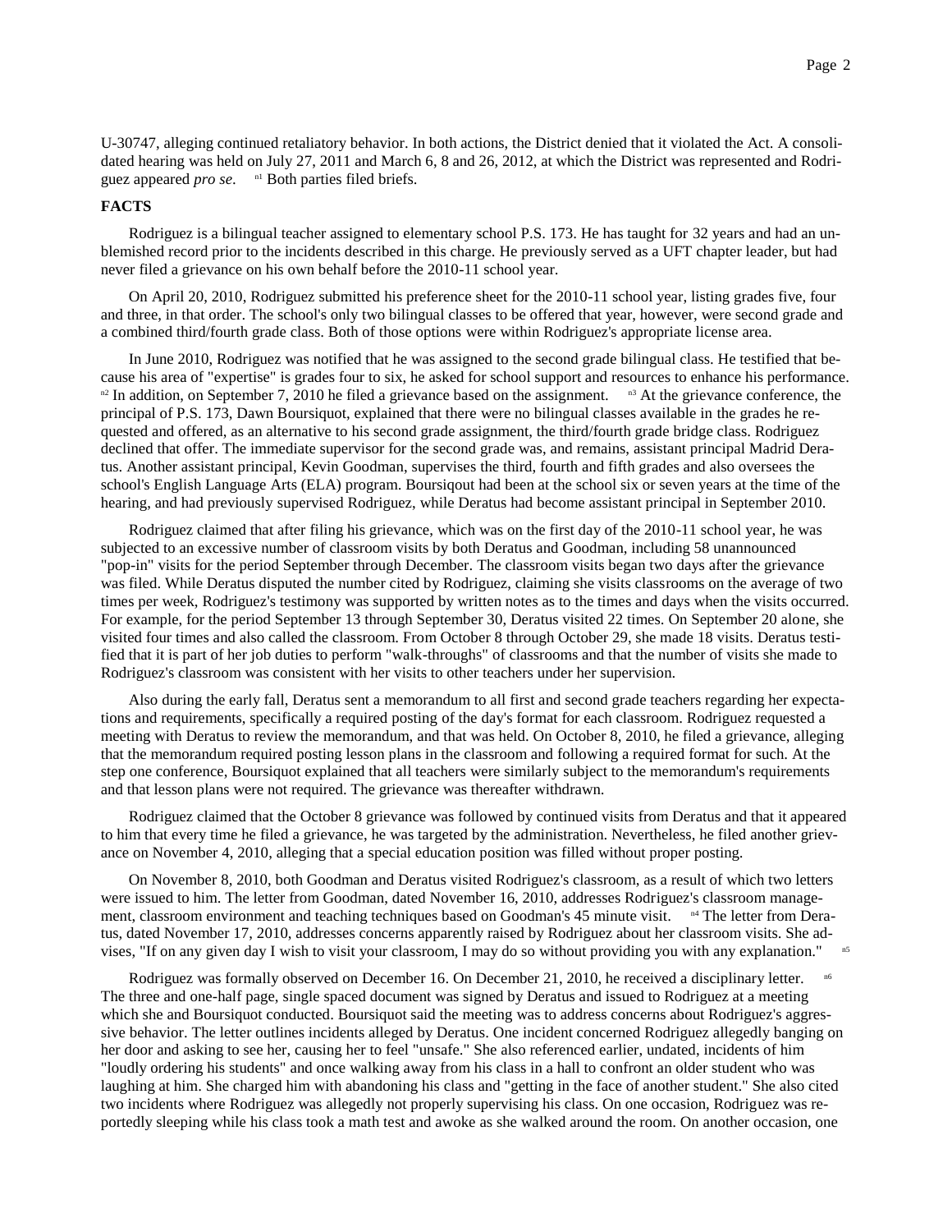U-30747, alleging continued retaliatory behavior. In both actions, the District denied that it violated the Act. A consolidated hearing was held on July 27, 2011 and March 6, 8 and 26, 2012, at which the District was represented and Rodriguez appeared *pro se.* [n1] Both parties filed briefs.

**FACTS**

Rodriguez is a bilingual teacher assigned to elementary school P.S. 173. He has taught for 32 years and had an unblemished record prior to the incidents described in this charge. He previously served as a UFT chapter leader, but had never filed a grievance on his own behalf before the 2010-11 school year.

On April 20, 2010, Rodriguez submitted his preference sheet for the 2010-11 school year, listing grades five, four and three, in that order. The school's only two bilingual classes to be offered that year, however, were second grade and a combined third/fourth grade class. Both of those options were within Rodriguez's appropriate license area.

In June 2010, Rodriguez was notified that he was assigned to the second grade bilingual class. He testified that because his area of "expertise" is grades four to six, he asked for school support and resources to enhance his performance. [n2] In addition, on September 7, 2010 he filed a grievance based on the assignment. [n3] At the grievance conference, the principal of P.S. 173, Dawn Boursiquot, explained that there were no bilingual classes available in the grades he requested and offered, as an alternative to his second grade assignment, the third/fourth grade bridge class. Rodriguez declined that offer. The immediate supervisor for the second grade was, and remains, assistant principal Madrid Deratus. Another assistant principal, Kevin Goodman, supervises the third, fourth and fifth grades and also oversees the school's English Language Arts (ELA) program. Boursiqout had been at the school six or seven years at the time of the hearing, and had previously supervised Rodriguez, while Deratus had become assistant principal in September 2010.

Rodriguez claimed that after filing his grievance, which was on the first day of the 2010-11 school year, he was subjected to an excessive number of classroom visits by both Deratus and Goodman, including 58 unannounced "pop-in" visits for the period September through December. The classroom visits began two days after the grievance was filed. While Deratus disputed the number cited by Rodriguez, claiming she visits classrooms on the average of two times per week, Rodriguez's testimony was supported by written notes as to the times and days when the visits occurred. For example, for the period September 13 through September 30, Deratus visited 22 times. On September 20 alone, she visited four times and also called the classroom. From October 8 through October 29, she made 18 visits. Deratus testified that it is part of her job duties to perform "walk-throughs" of classrooms and that the number of visits she made to Rodriguez's classroom was consistent with her visits to other teachers under her supervision.

Also during the early fall, Deratus sent a memorandum to all first and second grade teachers regarding her expectations and requirements, specifically a required posting of the day's format for each classroom. Rodriguez requested a meeting with Deratus to review the memorandum, and that was held. On October 8, 2010, he filed a grievance, alleging that the memorandum required posting lesson plans in the classroom and following a required format for such. At the step one conference, Boursiquot explained that all teachers were similarly subject to the memorandum's requirements and that lesson plans were not required. The grievance was thereafter withdrawn.

Rodriguez claimed that the October 8 grievance was followed by continued visits from Deratus and that it appeared to him that every time he filed a grievance, he was targeted by the administration. Nevertheless, he filed another grievance on November 4, 2010, alleging that a special education position was filled without proper posting.

On November 8, 2010, both Goodman and Deratus visited Rodriguez's classroom, as a result of which two letters were issued to him. The letter from Goodman, dated November 16, 2010, addresses Rodriguez's classroom management, classroom environment and teaching techniques based on Goodman's 45 minute visit. [n4] The letter from Deratus, dated November 17, 2010, addresses concerns apparently raised by Rodriguez about her classroom visits. She advises, "If on any given day I wish to visit your classroom, I may do so without providing you with any explanation." [n5]

Rodriguez was formally observed on December 16. On December 21, 2010, he received a disciplinary letter. [n6] The three and one-half page, single spaced document was signed by Deratus and issued to Rodriguez at a meeting which she and Boursiquot conducted. Boursiquot said the meeting was to address concerns about Rodriguez's aggressive behavior. The letter outlines incidents alleged by Deratus. One incident concerned Rodriguez allegedly banging on her door and asking to see her, causing her to feel "unsafe." She also referenced earlier, undated, incidents of him "loudly ordering his students" and once walking away from his class in a hall to confront an older student who was laughing at him. She charged him with abandoning his class and "getting in the face of another student." She also cited two incidents where Rodriguez was allegedly not properly supervising his class. On one occasion, Rodriguez was reportedly sleeping while his class took a math test and awoke as she walked around the room. On another occasion, one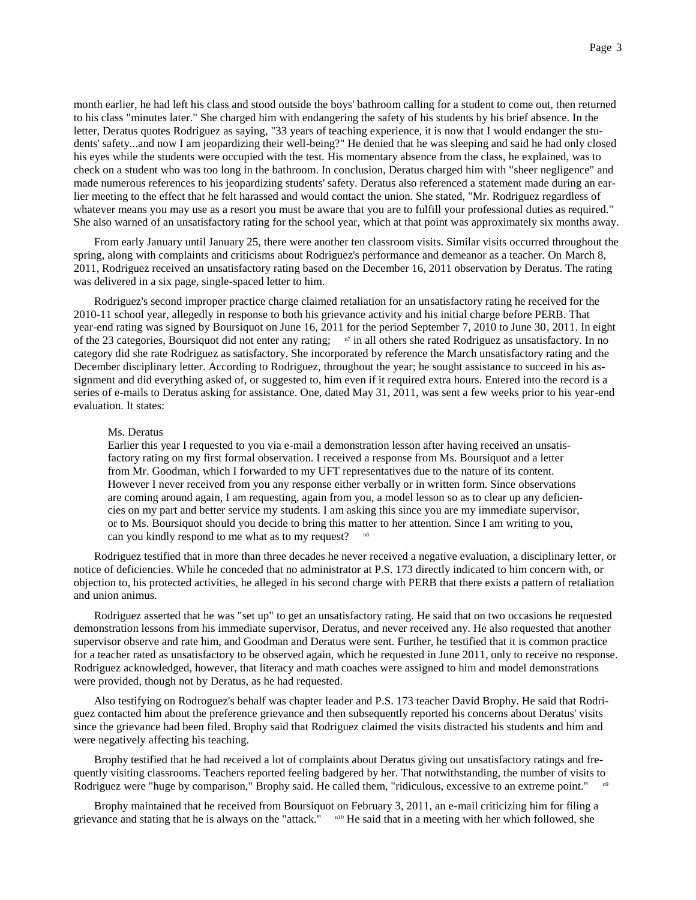month earlier, he had left his class and stood outside the boys' bathroom calling for a student to come out, then returned to his class "minutes later." She charged him with endangering the safety of his students by his brief absence. In the letter, Deratus quotes Rodriguez as saying, "33 years of teaching experience, it is now that I would endanger the students' safety...and now I am jeopardizing their well-being?" He denied that he was sleeping and said he had only closed his eyes while the students were occupied with the test. His momentary absence from the class, he explained, was to check on a student who was too long in the bathroom. In conclusion, Deratus charged him with "sheer negligence" and made numerous references to his jeopardizing students' safety. Deratus also referenced a statement made during an earlier meeting to the effect that he felt harassed and would contact the union. She stated, "Mr. Rodriguez regardless of whatever means you may use as a resort you must be aware that you are to fulfill your professional duties as required." She also warned of an unsatisfactory rating for the school year, which at that point was approximately six months away.

From early January until January 25, there were another ten classroom visits. Similar visits occurred throughout the spring, along with complaints and criticisms about Rodriguez's performance and demeanor as a teacher. On March 8, 2011, Rodriguez received an unsatisfactory rating based on the December 16, 2011 observation by Deratus. The rating was delivered in a six page, single-spaced letter to him.

Rodriguez's second improper practice charge claimed retaliation for an unsatisfactory rating he received for the 2010-11 school year, allegedly in response to both his grievance activity and his initial charge before PERB. That year-end rating was signed by Boursiquot on June 16, 2011 for the period September 7, 2010 to June 30, 2011. In eight of the 23 categories, Boursiquot did not enter any rating; [n7] in all others she rated Rodriguez as unsatisfactory. In no category did she rate Rodriguez as satisfactory. She incorporated by reference the March unsatisfactory rating and the December disciplinary letter. According to Rodriguez, throughout the year; he sought assistance to succeed in his assignment and did everything asked of, or suggested to, him even if it required extra hours. Entered into the record is a series of e-mails to Deratus asking for assistance. One, dated May 31, 2011, was sent a few weeks prior to his year-end evaluation. It states:

> Ms. Deratus
> Earlier this year I requested to you via e-mail a demonstration lesson after having received an unsatisfactory rating on my first formal observation. I received a response from Ms. Boursiquot and a letter from Mr. Goodman, which I forwarded to my UFT representatives due to the nature of its content. However I never received from you any response either verbally or in written form. Since observations are coming around again, I am requesting, again from you, a model lesson so as to clear up any deficiencies on my part and better service my students. I am asking this since you are my immediate supervisor, or to Ms. Boursiquot should you decide to bring this matter to her attention. Since I am writing to you, can you kindly respond to me what as to my request? [n8]

Rodriguez testified that in more than three decades he never received a negative evaluation, a disciplinary letter, or notice of deficiencies. While he conceded that no administrator at P.S. 173 directly indicated to him concern with, or objection to, his protected activities, he alleged in his second charge with PERB that there exists a pattern of retaliation and union animus.

Rodriguez asserted that he was "set up" to get an unsatisfactory rating. He said that on two occasions he requested demonstration lessons from his immediate supervisor, Deratus, and never received any. He also requested that another supervisor observe and rate him, and Goodman and Deratus were sent. Further, he testified that it is common practice for a teacher rated as unsatisfactory to be observed again, which he requested in June 2011, only to receive no response. Rodriguez acknowledged, however, that literacy and math coaches were assigned to him and model demonstrations were provided, though not by Deratus, as he had requested.

Also testifying on Rodroguez's behalf was chapter leader and P.S. 173 teacher David Brophy. He said that Rodriguez contacted him about the preference grievance and then subsequently reported his concerns about Deratus' visits since the grievance had been filed. Brophy said that Rodriguez claimed the visits distracted his students and him and were negatively affecting his teaching.

Brophy testified that he had received a lot of complaints about Deratus giving out unsatisfactory ratings and frequently visiting classrooms. Teachers reported feeling badgered by her. That notwithstanding, the number of visits to Rodriguez were "huge by comparison," Brophy said. He called them, "ridiculous, excessive to an extreme point." [n9]

Brophy maintained that he received from Boursiquot on February 3, 2011, an e-mail criticizing him for filing a grievance and stating that he is always on the "attack." [n10] He said that in a meeting with her which followed, she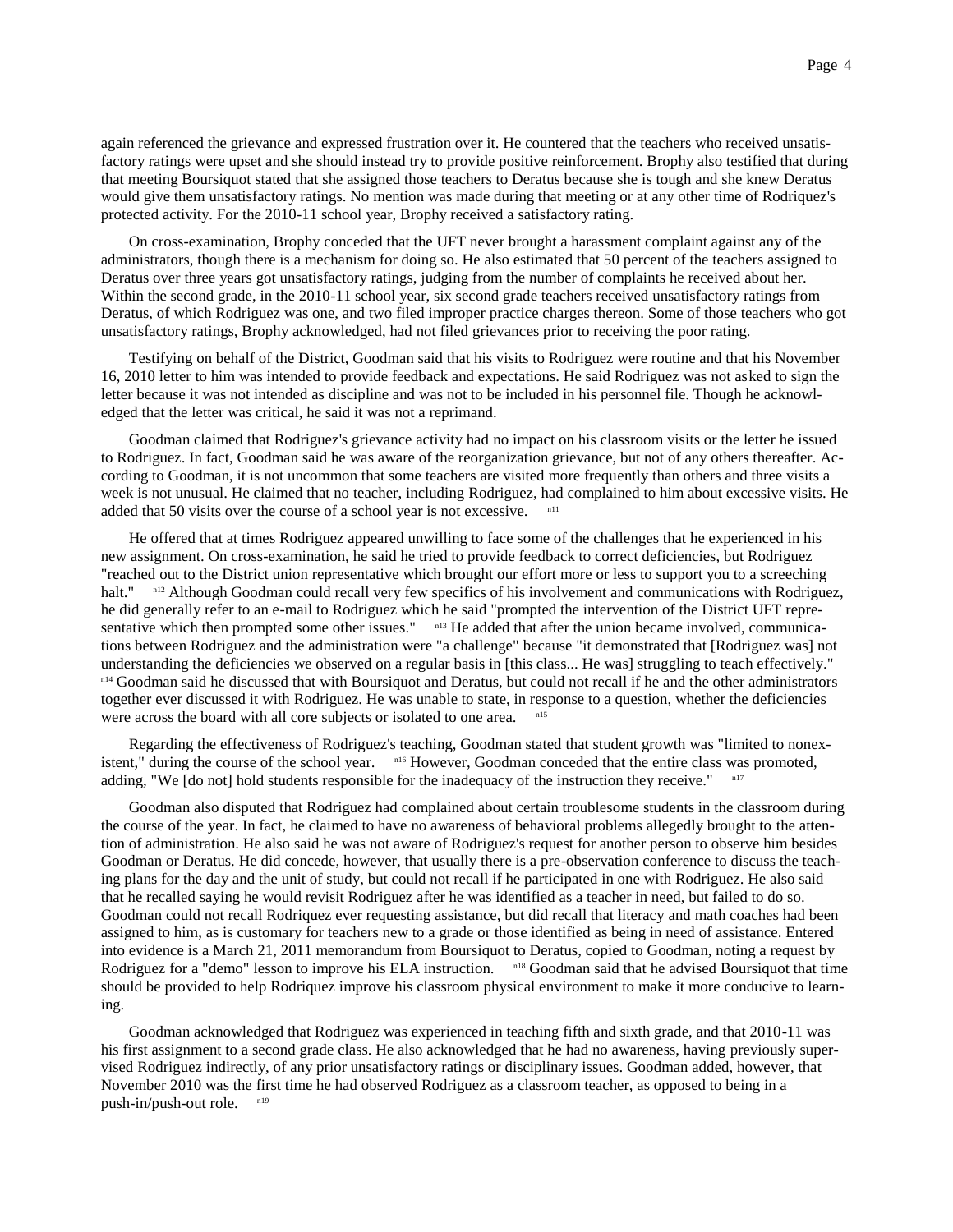again referenced the grievance and expressed frustration over it. He countered that the teachers who received unsatisfactory ratings were upset and she should instead try to provide positive reinforcement. Brophy also testified that during that meeting Boursiquot stated that she assigned those teachers to Deratus because she is tough and she knew Deratus would give them unsatisfactory ratings. No mention was made during that meeting or at any other time of Rodriquez's protected activity. For the 2010-11 school year, Brophy received a satisfactory rating.

On cross-examination, Brophy conceded that the UFT never brought a harassment complaint against any of the administrators, though there is a mechanism for doing so. He also estimated that 50 percent of the teachers assigned to Deratus over three years got unsatisfactory ratings, judging from the number of complaints he received about her. Within the second grade, in the 2010-11 school year, six second grade teachers received unsatisfactory ratings from Deratus, of which Rodriguez was one, and two filed improper practice charges thereon. Some of those teachers who got unsatisfactory ratings, Brophy acknowledged, had not filed grievances prior to receiving the poor rating.

Testifying on behalf of the District, Goodman said that his visits to Rodriguez were routine and that his November 16, 2010 letter to him was intended to provide feedback and expectations. He said Rodriguez was not asked to sign the letter because it was not intended as discipline and was not to be included in his personnel file. Though he acknowledged that the letter was critical, he said it was not a reprimand.

Goodman claimed that Rodriguez's grievance activity had no impact on his classroom visits or the letter he issued to Rodriguez. In fact, Goodman said he was aware of the reorganization grievance, but not of any others thereafter. According to Goodman, it is not uncommon that some teachers are visited more frequently than others and three visits a week is not unusual. He claimed that no teacher, including Rodriguez, had complained to him about excessive visits. He added that 50 visits over the course of a school year is not excessive. [n11]

He offered that at times Rodriguez appeared unwilling to face some of the challenges that he experienced in his new assignment. On cross-examination, he said he tried to provide feedback to correct deficiencies, but Rodriguez "reached out to the District union representative which brought our effort more or less to support you to a screeching halt." [n12] Although Goodman could recall very few specifics of his involvement and communications with Rodriguez, he did generally refer to an e-mail to Rodriguez which he said "prompted the intervention of the District UFT representative which then prompted some other issues." [n13] He added that after the union became involved, communications between Rodriguez and the administration were "a challenge" because "it demonstrated that [Rodriguez was] not understanding the deficiencies we observed on a regular basis in [this class... He was] struggling to teach effectively." [n14] Goodman said he discussed that with Boursiquot and Deratus, but could not recall if he and the other administrators together ever discussed it with Rodriguez. He was unable to state, in response to a question, whether the deficiencies were across the board with all core subjects or isolated to one area. [n15]

Regarding the effectiveness of Rodriguez's teaching, Goodman stated that student growth was "limited to nonexistent," during the course of the school year. [n16] However, Goodman conceded that the entire class was promoted, adding, "We [do not] hold students responsible for the inadequacy of the instruction they receive." [n17]

Goodman also disputed that Rodriguez had complained about certain troublesome students in the classroom during the course of the year. In fact, he claimed to have no awareness of behavioral problems allegedly brought to the attention of administration. He also said he was not aware of Rodriguez's request for another person to observe him besides Goodman or Deratus. He did concede, however, that usually there is a pre-observation conference to discuss the teaching plans for the day and the unit of study, but could not recall if he participated in one with Rodriguez. He also said that he recalled saying he would revisit Rodriguez after he was identified as a teacher in need, but failed to do so. Goodman could not recall Rodriquez ever requesting assistance, but did recall that literacy and math coaches had been assigned to him, as is customary for teachers new to a grade or those identified as being in need of assistance. Entered into evidence is a March 21, 2011 memorandum from Boursiquot to Deratus, copied to Goodman, noting a request by Rodriguez for a "demo" lesson to improve his ELA instruction. [n18] Goodman said that he advised Boursiquot that time should be provided to help Rodriquez improve his classroom physical environment to make it more conducive to learning.

Goodman acknowledged that Rodriguez was experienced in teaching fifth and sixth grade, and that 2010-11 was his first assignment to a second grade class. He also acknowledged that he had no awareness, having previously supervised Rodriguez indirectly, of any prior unsatisfactory ratings or disciplinary issues. Goodman added, however, that November 2010 was the first time he had observed Rodriguez as a classroom teacher, as opposed to being in a push-in/push-out role. [n19]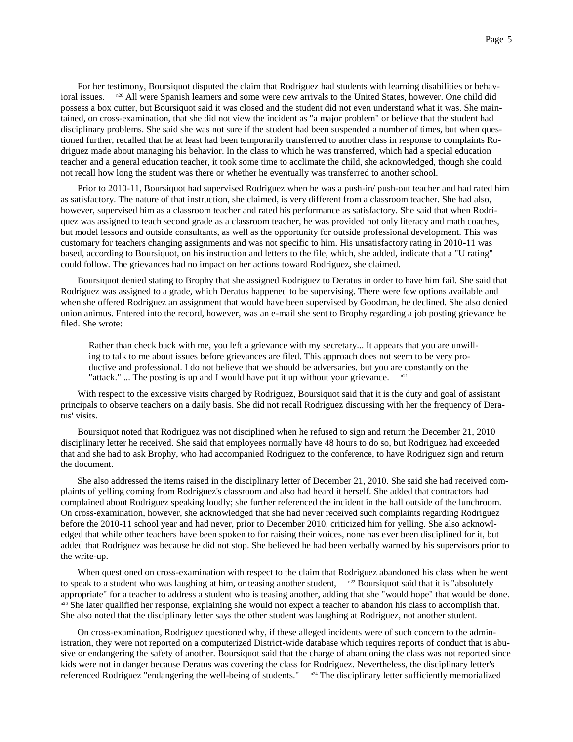For her testimony, Boursiquot disputed the claim that Rodriguez had students with learning disabilities or behavioral issues. [n20] All were Spanish learners and some were new arrivals to the United States, however. One child did possess a box cutter, but Boursiquot said it was closed and the student did not even understand what it was. She maintained, on cross-examination, that she did not view the incident as "a major problem" or believe that the student had disciplinary problems. She said she was not sure if the student had been suspended a number of times, but when questioned further, recalled that he at least had been temporarily transferred to another class in response to complaints Rodriguez made about managing his behavior. In the class to which he was transferred, which had a special education teacher and a general education teacher, it took some time to acclimate the child, she acknowledged, though she could not recall how long the student was there or whether he eventually was transferred to another school.

Prior to 2010-11, Boursiquot had supervised Rodriguez when he was a push-in/ push-out teacher and had rated him as satisfactory. The nature of that instruction, she claimed, is very different from a classroom teacher. She had also, however, supervised him as a classroom teacher and rated his performance as satisfactory. She said that when Rodriquez was assigned to teach second grade as a classroom teacher, he was provided not only literacy and math coaches, but model lessons and outside consultants, as well as the opportunity for outside professional development. This was customary for teachers changing assignments and was not specific to him. His unsatisfactory rating in 2010-11 was based, according to Boursiquot, on his instruction and letters to the file, which, she added, indicate that a "U rating" could follow. The grievances had no impact on her actions toward Rodriguez, she claimed.

Boursiquot denied stating to Brophy that she assigned Rodriguez to Deratus in order to have him fail. She said that Rodriguez was assigned to a grade, which Deratus happened to be supervising. There were few options available and when she offered Rodriguez an assignment that would have been supervised by Goodman, he declined. She also denied union animus. Entered into the record, however, was an e-mail she sent to Brophy regarding a job posting grievance he filed. She wrote:

> Rather than check back with me, you left a grievance with my secretary... It appears that you are unwilling to talk to me about issues before grievances are filed. This approach does not seem to be very productive and professional. I do not believe that we should be adversaries, but you are constantly on the "attack." ... The posting is up and I would have put it up without your grievance. [n21]

With respect to the excessive visits charged by Rodriguez, Boursiquot said that it is the duty and goal of assistant principals to observe teachers on a daily basis. She did not recall Rodriguez discussing with her the frequency of Deratus' visits.

Boursiquot noted that Rodriguez was not disciplined when he refused to sign and return the December 21, 2010 disciplinary letter he received. She said that employees normally have 48 hours to do so, but Rodriguez had exceeded that and she had to ask Brophy, who had accompanied Rodriguez to the conference, to have Rodriguez sign and return the document.

She also addressed the items raised in the disciplinary letter of December 21, 2010. She said she had received complaints of yelling coming from Rodriguez's classroom and also had heard it herself. She added that contractors had complained about Rodriguez speaking loudly; she further referenced the incident in the hall outside of the lunchroom. On cross-examination, however, she acknowledged that she had never received such complaints regarding Rodriguez before the 2010-11 school year and had never, prior to December 2010, criticized him for yelling. She also acknowledged that while other teachers have been spoken to for raising their voices, none has ever been disciplined for it, but added that Rodriguez was because he did not stop. She believed he had been verbally warned by his supervisors prior to the write-up.

When questioned on cross-examination with respect to the claim that Rodriguez abandoned his class when he went to speak to a student who was laughing at him, or teasing another student, [n22] Boursiquot said that it is "absolutely appropriate" for a teacher to address a student who is teasing another, adding that she "would hope" that would be done. [n23] She later qualified her response, explaining she would not expect a teacher to abandon his class to accomplish that. She also noted that the disciplinary letter says the other student was laughing at Rodriguez, not another student.

On cross-examination, Rodriguez questioned why, if these alleged incidents were of such concern to the administration, they were not reported on a computerized District-wide database which requires reports of conduct that is abusive or endangering the safety of another. Boursiquot said that the charge of abandoning the class was not reported since kids were not in danger because Deratus was covering the class for Rodriguez. Nevertheless, the disciplinary letter's referenced Rodriguez "endangering the well-being of students." [n24] The disciplinary letter sufficiently memorialized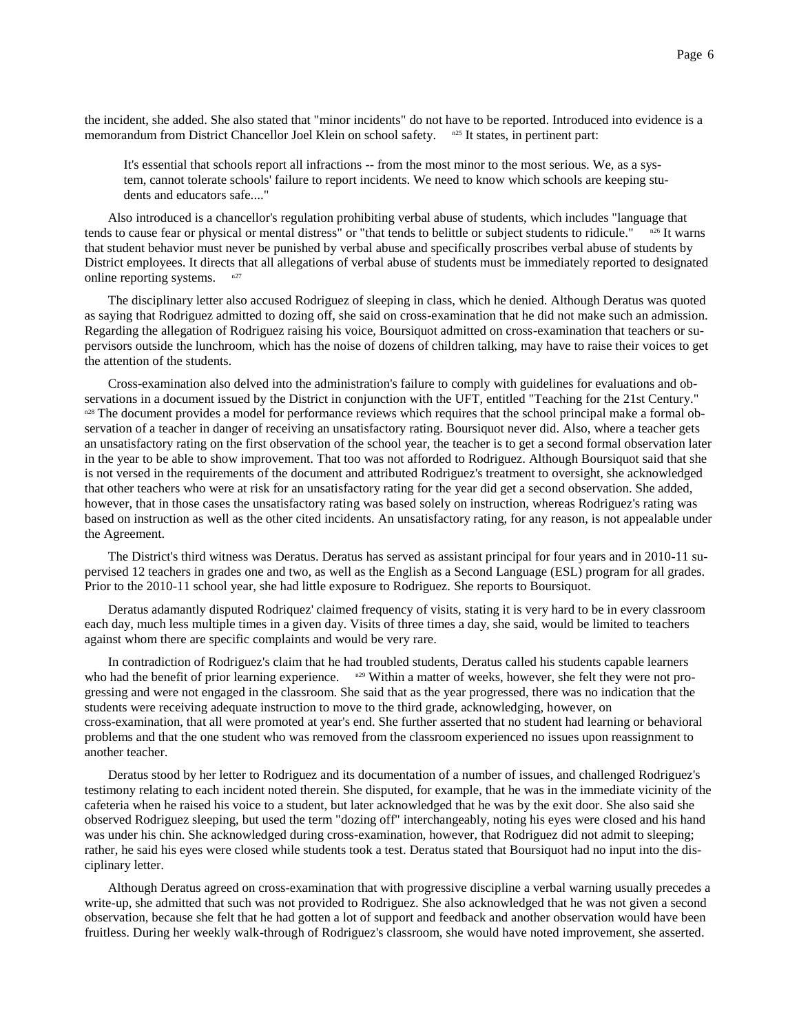the incident, she added. She also stated that "minor incidents" do not have to be reported. Introduced into evidence is a memorandum from District Chancellor Joel Klein on school safety. [n25] It states, in pertinent part:

> It's essential that schools report all infractions -- from the most minor to the most serious. We, as a system, cannot tolerate schools' failure to report incidents. We need to know which schools are keeping students and educators safe...."

Also introduced is a chancellor's regulation prohibiting verbal abuse of students, which includes "language that tends to cause fear or physical or mental distress" or "that tends to belittle or subject students to ridicule." [n26] It warns that student behavior must never be punished by verbal abuse and specifically proscribes verbal abuse of students by District employees. It directs that all allegations of verbal abuse of students must be immediately reported to designated online reporting systems. [n27]

The disciplinary letter also accused Rodriguez of sleeping in class, which he denied. Although Deratus was quoted as saying that Rodriguez admitted to dozing off, she said on cross-examination that he did not make such an admission. Regarding the allegation of Rodriguez raising his voice, Boursiquot admitted on cross-examination that teachers or supervisors outside the lunchroom, which has the noise of dozens of children talking, may have to raise their voices to get the attention of the students.

Cross-examination also delved into the administration's failure to comply with guidelines for evaluations and observations in a document issued by the District in conjunction with the UFT, entitled "Teaching for the 21st Century." [n28] The document provides a model for performance reviews which requires that the school principal make a formal observation of a teacher in danger of receiving an unsatisfactory rating. Boursiquot never did. Also, where a teacher gets an unsatisfactory rating on the first observation of the school year, the teacher is to get a second formal observation later in the year to be able to show improvement. That too was not afforded to Rodriguez. Although Boursiquot said that she is not versed in the requirements of the document and attributed Rodriguez's treatment to oversight, she acknowledged that other teachers who were at risk for an unsatisfactory rating for the year did get a second observation. She added, however, that in those cases the unsatisfactory rating was based solely on instruction, whereas Rodriguez's rating was based on instruction as well as the other cited incidents. An unsatisfactory rating, for any reason, is not appealable under the Agreement.

The District's third witness was Deratus. Deratus has served as assistant principal for four years and in 2010-11 supervised 12 teachers in grades one and two, as well as the English as a Second Language (ESL) program for all grades. Prior to the 2010-11 school year, she had little exposure to Rodriguez. She reports to Boursiquot.

Deratus adamantly disputed Rodriquez' claimed frequency of visits, stating it is very hard to be in every classroom each day, much less multiple times in a given day. Visits of three times a day, she said, would be limited to teachers against whom there are specific complaints and would be very rare.

In contradiction of Rodriguez's claim that he had troubled students, Deratus called his students capable learners who had the benefit of prior learning experience. [n29] Within a matter of weeks, however, she felt they were not progressing and were not engaged in the classroom. She said that as the year progressed, there was no indication that the students were receiving adequate instruction to move to the third grade, acknowledging, however, on cross-examination, that all were promoted at year's end. She further asserted that no student had learning or behavioral problems and that the one student who was removed from the classroom experienced no issues upon reassignment to another teacher.

Deratus stood by her letter to Rodriguez and its documentation of a number of issues, and challenged Rodriguez's testimony relating to each incident noted therein. She disputed, for example, that he was in the immediate vicinity of the cafeteria when he raised his voice to a student, but later acknowledged that he was by the exit door. She also said she observed Rodriguez sleeping, but used the term "dozing off" interchangeably, noting his eyes were closed and his hand was under his chin. She acknowledged during cross-examination, however, that Rodriguez did not admit to sleeping; rather, he said his eyes were closed while students took a test. Deratus stated that Boursiquot had no input into the disciplinary letter.

Although Deratus agreed on cross-examination that with progressive discipline a verbal warning usually precedes a write-up, she admitted that such was not provided to Rodriguez. She also acknowledged that he was not given a second observation, because she felt that he had gotten a lot of support and feedback and another observation would have been fruitless. During her weekly walk-through of Rodriguez's classroom, she would have noted improvement, she asserted.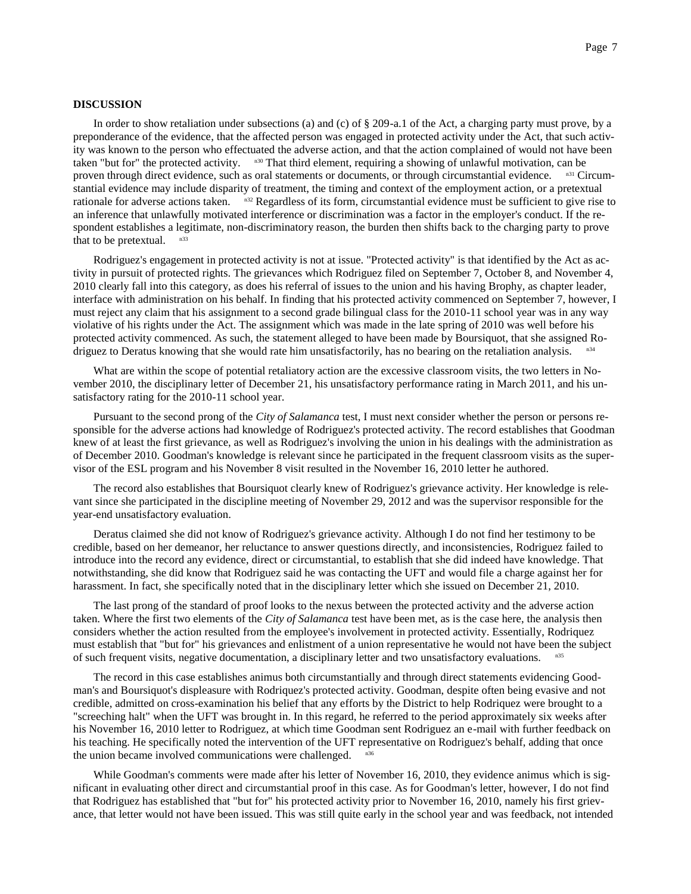**DISCUSSION**

In order to show retaliation under subsections (a) and (c) of § 209-a.1 of the Act, a charging party must prove, by a preponderance of the evidence, that the affected person was engaged in protected activity under the Act, that such activity was known to the person who effectuated the adverse action, and that the action complained of would not have been taken "but for" the protected activity. [n30] That third element, requiring a showing of unlawful motivation, can be proven through direct evidence, such as oral statements or documents, or through circumstantial evidence. [n31] Circumstantial evidence may include disparity of treatment, the timing and context of the employment action, or a pretextual rationale for adverse actions taken. [n32] Regardless of its form, circumstantial evidence must be sufficient to give rise to an inference that unlawfully motivated interference or discrimination was a factor in the employer's conduct. If the respondent establishes a legitimate, non-discriminatory reason, the burden then shifts back to the charging party to prove that to be pretextual. [n33]

Rodriguez's engagement in protected activity is not at issue. "Protected activity" is that identified by the Act as activity in pursuit of protected rights. The grievances which Rodriguez filed on September 7, October 8, and November 4, 2010 clearly fall into this category, as does his referral of issues to the union and his having Brophy, as chapter leader, interface with administration on his behalf. In finding that his protected activity commenced on September 7, however, I must reject any claim that his assignment to a second grade bilingual class for the 2010-11 school year was in any way violative of his rights under the Act. The assignment which was made in the late spring of 2010 was well before his protected activity commenced. As such, the statement alleged to have been made by Boursiquot, that she assigned Rodriguez to Deratus knowing that she would rate him unsatisfactorily, has no bearing on the retaliation analysis. [n34]

What are within the scope of potential retaliatory action are the excessive classroom visits, the two letters in November 2010, the disciplinary letter of December 21, his unsatisfactory performance rating in March 2011, and his unsatisfactory rating for the 2010-11 school year.

Pursuant to the second prong of the *City of Salamanca* test, I must next consider whether the person or persons responsible for the adverse actions had knowledge of Rodriguez's protected activity. The record establishes that Goodman knew of at least the first grievance, as well as Rodriguez's involving the union in his dealings with the administration as of December 2010. Goodman's knowledge is relevant since he participated in the frequent classroom visits as the supervisor of the ESL program and his November 8 visit resulted in the November 16, 2010 letter he authored.

The record also establishes that Boursiquot clearly knew of Rodriguez's grievance activity. Her knowledge is relevant since she participated in the discipline meeting of November 29, 2012 and was the supervisor responsible for the year-end unsatisfactory evaluation.

Deratus claimed she did not know of Rodriguez's grievance activity. Although I do not find her testimony to be credible, based on her demeanor, her reluctance to answer questions directly, and inconsistencies, Rodriguez failed to introduce into the record any evidence, direct or circumstantial, to establish that she did indeed have knowledge. That notwithstanding, she did know that Rodriguez said he was contacting the UFT and would file a charge against her for harassment. In fact, she specifically noted that in the disciplinary letter which she issued on December 21, 2010.

The last prong of the standard of proof looks to the nexus between the protected activity and the adverse action taken. Where the first two elements of the *City of Salamanca* test have been met, as is the case here, the analysis then considers whether the action resulted from the employee's involvement in protected activity. Essentially, Rodriquez must establish that "but for" his grievances and enlistment of a union representative he would not have been the subject of such frequent visits, negative documentation, a disciplinary letter and two unsatisfactory evaluations. [n35]

The record in this case establishes animus both circumstantially and through direct statements evidencing Goodman's and Boursiquot's displeasure with Rodriquez's protected activity. Goodman, despite often being evasive and not credible, admitted on cross-examination his belief that any efforts by the District to help Rodriquez were brought to a "screeching halt" when the UFT was brought in. In this regard, he referred to the period approximately six weeks after his November 16, 2010 letter to Rodriguez, at which time Goodman sent Rodriguez an e-mail with further feedback on his teaching. He specifically noted the intervention of the UFT representative on Rodriguez's behalf, adding that once the union became involved communications were challenged. [n36]

While Goodman's comments were made after his letter of November 16, 2010, they evidence animus which is significant in evaluating other direct and circumstantial proof in this case. As for Goodman's letter, however, I do not find that Rodriguez has established that "but for" his protected activity prior to November 16, 2010, namely his first grievance, that letter would not have been issued. This was still quite early in the school year and was feedback, not intended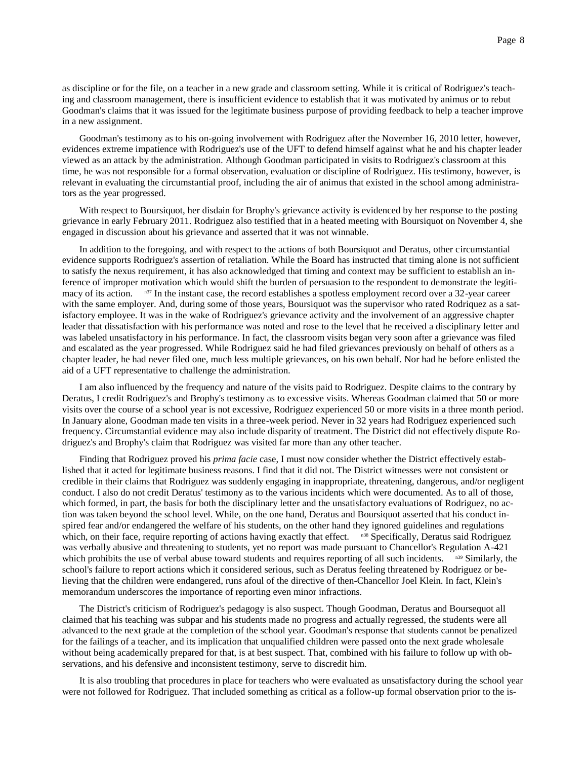as discipline or for the file, on a teacher in a new grade and classroom setting. While it is critical of Rodriguez's teaching and classroom management, there is insufficient evidence to establish that it was motivated by animus or to rebut Goodman's claims that it was issued for the legitimate business purpose of providing feedback to help a teacher improve in a new assignment.

Goodman's testimony as to his on-going involvement with Rodriguez after the November 16, 2010 letter, however, evidences extreme impatience with Rodriguez's use of the UFT to defend himself against what he and his chapter leader viewed as an attack by the administration. Although Goodman participated in visits to Rodriguez's classroom at this time, he was not responsible for a formal observation, evaluation or discipline of Rodriguez. His testimony, however, is relevant in evaluating the circumstantial proof, including the air of animus that existed in the school among administrators as the year progressed.

With respect to Boursiquot, her disdain for Brophy's grievance activity is evidenced by her response to the posting grievance in early February 2011. Rodriguez also testified that in a heated meeting with Boursiquot on November 4, she engaged in discussion about his grievance and asserted that it was not winnable.

In addition to the foregoing, and with respect to the actions of both Boursiquot and Deratus, other circumstantial evidence supports Rodriguez's assertion of retaliation. While the Board has instructed that timing alone is not sufficient to satisfy the nexus requirement, it has also acknowledged that timing and context may be sufficient to establish an inference of improper motivation which would shift the burden of persuasion to the respondent to demonstrate the legitimacy of its action. [n37] In the instant case, the record establishes a spotless employment record over a 32-year career with the same employer. And, during some of those years, Boursiquot was the supervisor who rated Rodriquez as a satisfactory employee. It was in the wake of Rodriguez's grievance activity and the involvement of an aggressive chapter leader that dissatisfaction with his performance was noted and rose to the level that he received a disciplinary letter and was labeled unsatisfactory in his performance. In fact, the classroom visits began very soon after a grievance was filed and escalated as the year progressed. While Rodriguez said he had filed grievances previously on behalf of others as a chapter leader, he had never filed one, much less multiple grievances, on his own behalf. Nor had he before enlisted the aid of a UFT representative to challenge the administration.

I am also influenced by the frequency and nature of the visits paid to Rodriguez. Despite claims to the contrary by Deratus, I credit Rodriguez's and Brophy's testimony as to excessive visits. Whereas Goodman claimed that 50 or more visits over the course of a school year is not excessive, Rodriguez experienced 50 or more visits in a three month period. In January alone, Goodman made ten visits in a three-week period. Never in 32 years had Rodriguez experienced such frequency. Circumstantial evidence may also include disparity of treatment. The District did not effectively dispute Rodriguez's and Brophy's claim that Rodriguez was visited far more than any other teacher.

Finding that Rodriguez proved his *prima facie* case, I must now consider whether the District effectively established that it acted for legitimate business reasons. I find that it did not. The District witnesses were not consistent or credible in their claims that Rodriguez was suddenly engaging in inappropriate, threatening, dangerous, and/or negligent conduct. I also do not credit Deratus' testimony as to the various incidents which were documented. As to all of those, which formed, in part, the basis for both the disciplinary letter and the unsatisfactory evaluations of Rodriguez, no action was taken beyond the school level. While, on the one hand, Deratus and Boursiquot asserted that his conduct inspired fear and/or endangered the welfare of his students, on the other hand they ignored guidelines and regulations which, on their face, require reporting of actions having exactly that effect. [n38] Specifically, Deratus said Rodriguez was verbally abusive and threatening to students, yet no report was made pursuant to Chancellor's Regulation A-421 which prohibits the use of verbal abuse toward students and requires reporting of all such incidents. [n39] Similarly, the school's failure to report actions which it considered serious, such as Deratus feeling threatened by Rodriguez or believing that the children were endangered, runs afoul of the directive of then-Chancellor Joel Klein. In fact, Klein's memorandum underscores the importance of reporting even minor infractions.

The District's criticism of Rodriguez's pedagogy is also suspect. Though Goodman, Deratus and Boursequot all claimed that his teaching was subpar and his students made no progress and actually regressed, the students were all advanced to the next grade at the completion of the school year. Goodman's response that students cannot be penalized for the failings of a teacher, and its implication that unqualified children were passed onto the next grade wholesale without being academically prepared for that, is at best suspect. That, combined with his failure to follow up with observations, and his defensive and inconsistent testimony, serve to discredit him.

It is also troubling that procedures in place for teachers who were evaluated as unsatisfactory during the school year were not followed for Rodriguez. That included something as critical as a follow-up formal observation prior to the is-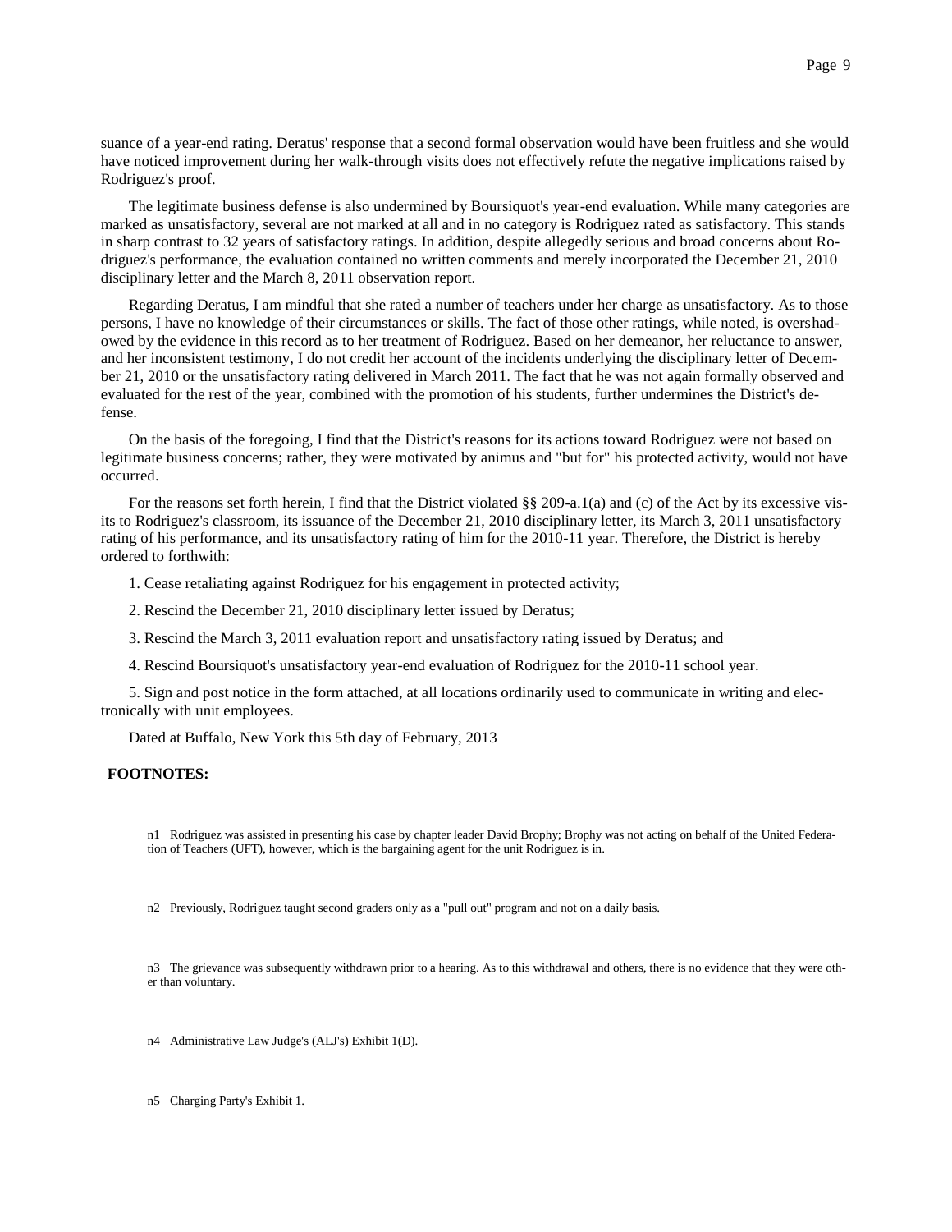suance of a year-end rating. Deratus' response that a second formal observation would have been fruitless and she would have noticed improvement during her walk-through visits does not effectively refute the negative implications raised by Rodriguez's proof.

The legitimate business defense is also undermined by Boursiquot's year-end evaluation. While many categories are marked as unsatisfactory, several are not marked at all and in no category is Rodriguez rated as satisfactory. This stands in sharp contrast to 32 years of satisfactory ratings. In addition, despite allegedly serious and broad concerns about Rodriguez's performance, the evaluation contained no written comments and merely incorporated the December 21, 2010 disciplinary letter and the March 8, 2011 observation report.

Regarding Deratus, I am mindful that she rated a number of teachers under her charge as unsatisfactory. As to those persons, I have no knowledge of their circumstances or skills. The fact of those other ratings, while noted, is overshadowed by the evidence in this record as to her treatment of Rodriguez. Based on her demeanor, her reluctance to answer, and her inconsistent testimony, I do not credit her account of the incidents underlying the disciplinary letter of December 21, 2010 or the unsatisfactory rating delivered in March 2011. The fact that he was not again formally observed and evaluated for the rest of the year, combined with the promotion of his students, further undermines the District's defense.

On the basis of the foregoing, I find that the District's reasons for its actions toward Rodriguez were not based on legitimate business concerns; rather, they were motivated by animus and "but for" his protected activity, would not have occurred.

For the reasons set forth herein, I find that the District violated §§ 209-a.1(a) and (c) of the Act by its excessive visits to Rodriguez's classroom, its issuance of the December 21, 2010 disciplinary letter, its March 3, 2011 unsatisfactory rating of his performance, and its unsatisfactory rating of him for the 2010-11 year. Therefore, the District is hereby ordered to forthwith:

1. Cease retaliating against Rodriguez for his engagement in protected activity;

2. Rescind the December 21, 2010 disciplinary letter issued by Deratus;

3. Rescind the March 3, 2011 evaluation report and unsatisfactory rating issued by Deratus; and

4. Rescind Boursiquot's unsatisfactory year-end evaluation of Rodriguez for the 2010-11 school year.

5. Sign and post notice in the form attached, at all locations ordinarily used to communicate in writing and electronically with unit employees.

Dated at Buffalo, New York this 5th day of February, 2013

**FOOTNOTES:**

n1 Rodriguez was assisted in presenting his case by chapter leader David Brophy; Brophy was not acting on behalf of the United Federation of Teachers (UFT), however, which is the bargaining agent for the unit Rodriguez is in.

n2 Previously, Rodriguez taught second graders only as a "pull out" program and not on a daily basis.

n3 The grievance was subsequently withdrawn prior to a hearing. As to this withdrawal and others, there is no evidence that they were other than voluntary.

n4 Administrative Law Judge's (ALJ's) Exhibit 1(D).

n5 Charging Party's Exhibit 1.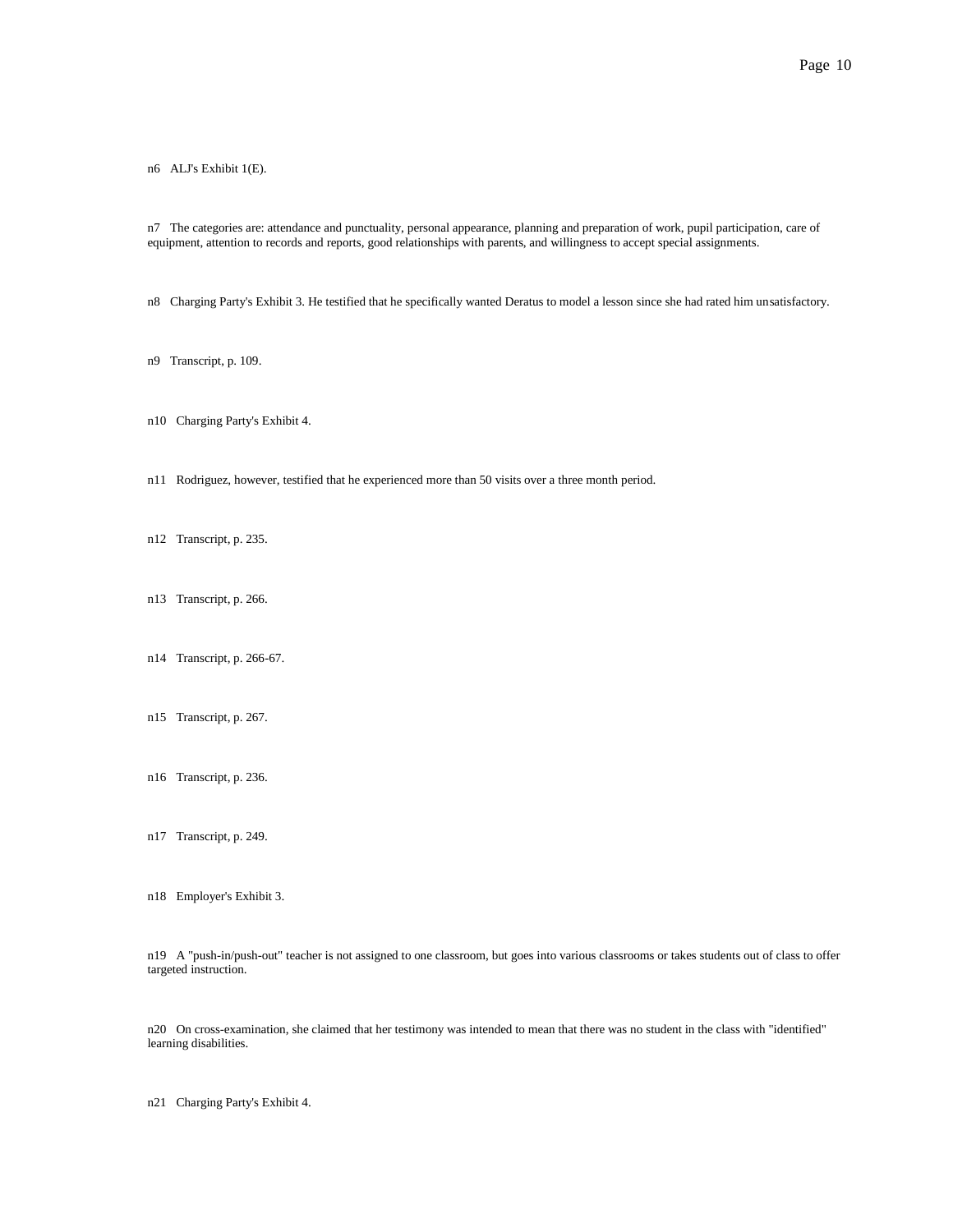n6 ALJ's Exhibit 1(E).

n7 The categories are: attendance and punctuality, personal appearance, planning and preparation of work, pupil participation, care of equipment, attention to records and reports, good relationships with parents, and willingness to accept special assignments.

n8 Charging Party's Exhibit 3. He testified that he specifically wanted Deratus to model a lesson since she had rated him unsatisfactory.

n9 Transcript, p. 109.

n10 Charging Party's Exhibit 4.

n11 Rodriguez, however, testified that he experienced more than 50 visits over a three month period.

n12 Transcript, p. 235.

n13 Transcript, p. 266.

n14 Transcript, p. 266-67.

n15 Transcript, p. 267.

n16 Transcript, p. 236.

n17 Transcript, p. 249.

n18 Employer's Exhibit 3.

n19 A "push-in/push-out" teacher is not assigned to one classroom, but goes into various classrooms or takes students out of class to offer targeted instruction.

n20 On cross-examination, she claimed that her testimony was intended to mean that there was no student in the class with "identified" learning disabilities.

n21 Charging Party's Exhibit 4.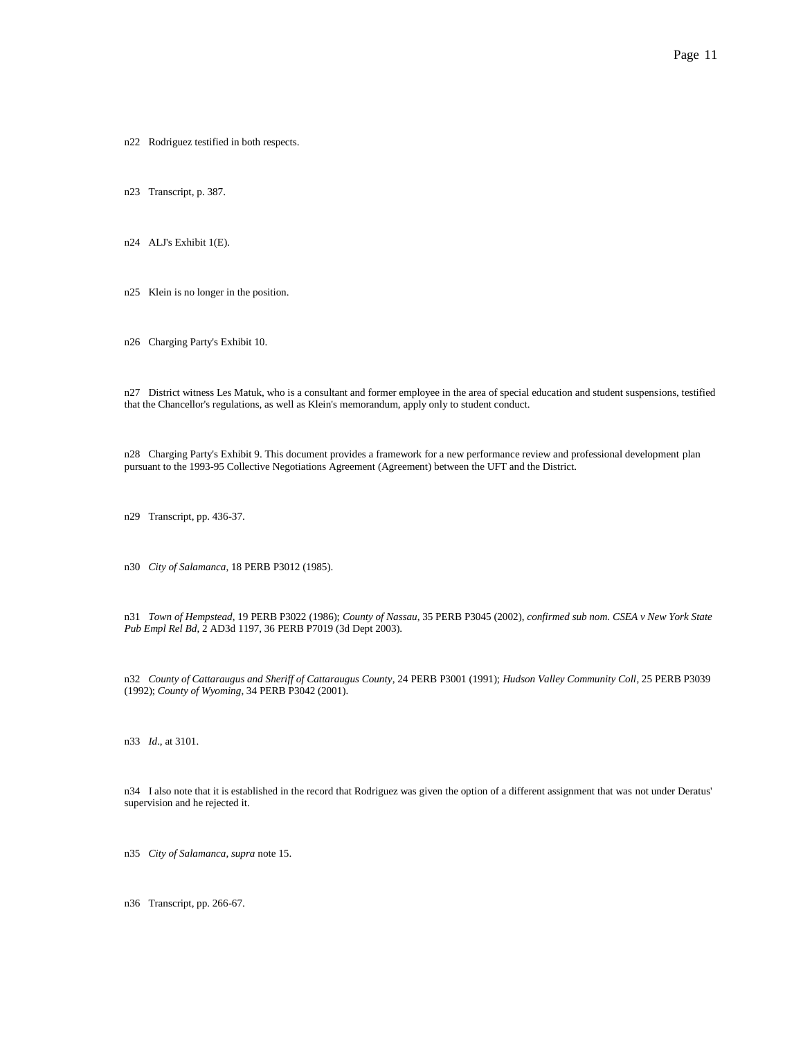n22 Rodriguez testified in both respects.

n23 Transcript, p. 387.

n24 ALJ's Exhibit 1(E).

n25 Klein is no longer in the position.

n26 Charging Party's Exhibit 10.

n27 District witness Les Matuk, who is a consultant and former employee in the area of special education and student suspensions, testified that the Chancellor's regulations, as well as Klein's memorandum, apply only to student conduct.

n28 Charging Party's Exhibit 9. This document provides a framework for a new performance review and professional development plan pursuant to the 1993-95 Collective Negotiations Agreement (Agreement) between the UFT and the District.

n29 Transcript, pp. 436-37.

n30 *City of Salamanca*, 18 PERB P3012 (1985).

n31 *Town of Hempstead*, 19 PERB P3022 (1986); *County of Nassau*, 35 PERB P3045 (2002), *confirmed sub nom. CSEA v New York State Pub Empl Rel Bd*, 2 AD3d 1197, 36 PERB P7019 (3d Dept 2003).

n32 *County of Cattaraugus and Sheriff of Cattaraugus County*, 24 PERB P3001 (1991); *Hudson Valley Community Coll*, 25 PERB P3039 (1992); *County of Wyoming*, 34 PERB P3042 (2001).

n33 *Id*., at 3101.

n34 I also note that it is established in the record that Rodriguez was given the option of a different assignment that was not under Deratus' supervision and he rejected it.

n35 *City of Salamanca, supra* note 15.

n36 Transcript, pp. 266-67.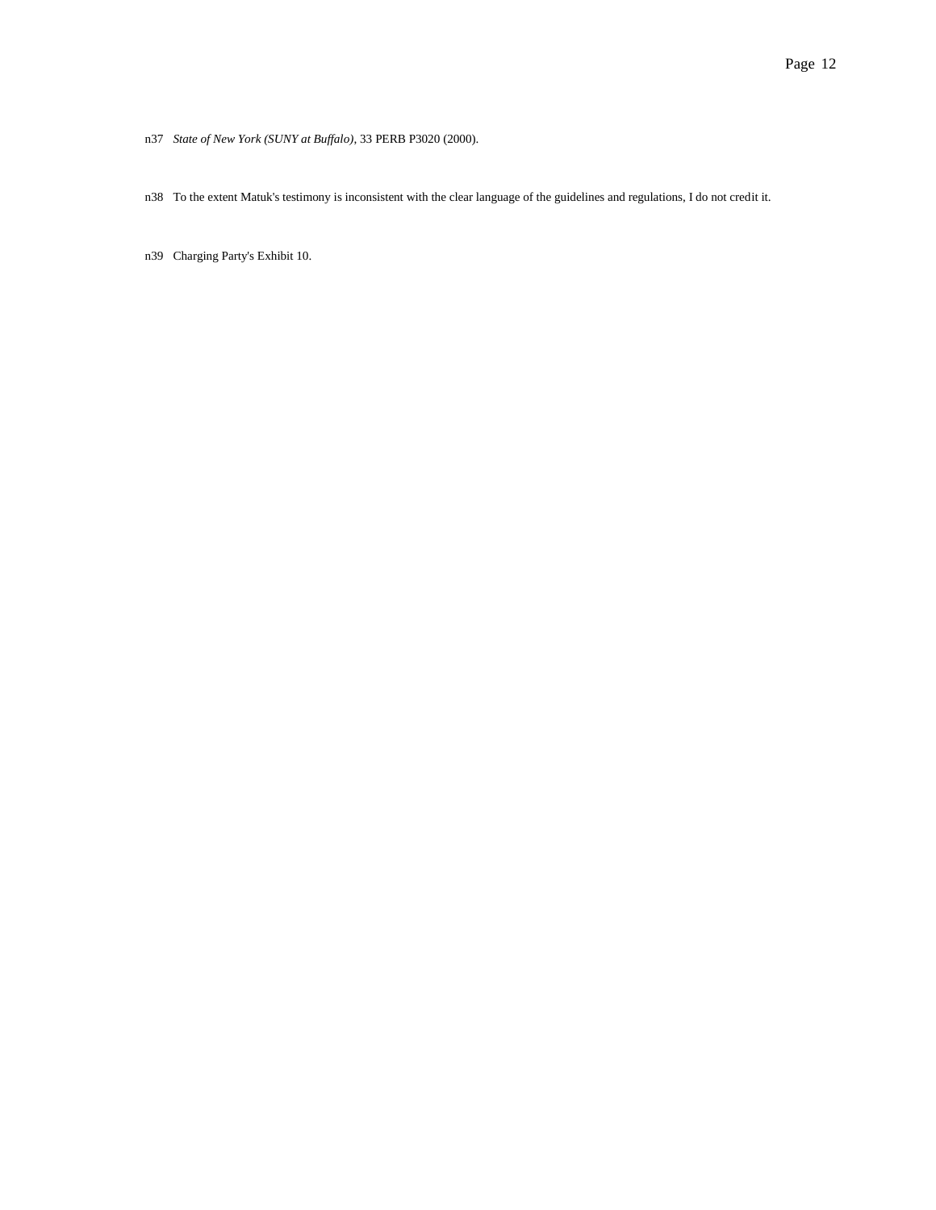n37 *State of New York (SUNY at Buffalo)*, 33 PERB P3020 (2000).

n38 To the extent Matuk's testimony is inconsistent with the clear language of the guidelines and regulations, I do not credit it.

n39 Charging Party's Exhibit 10.